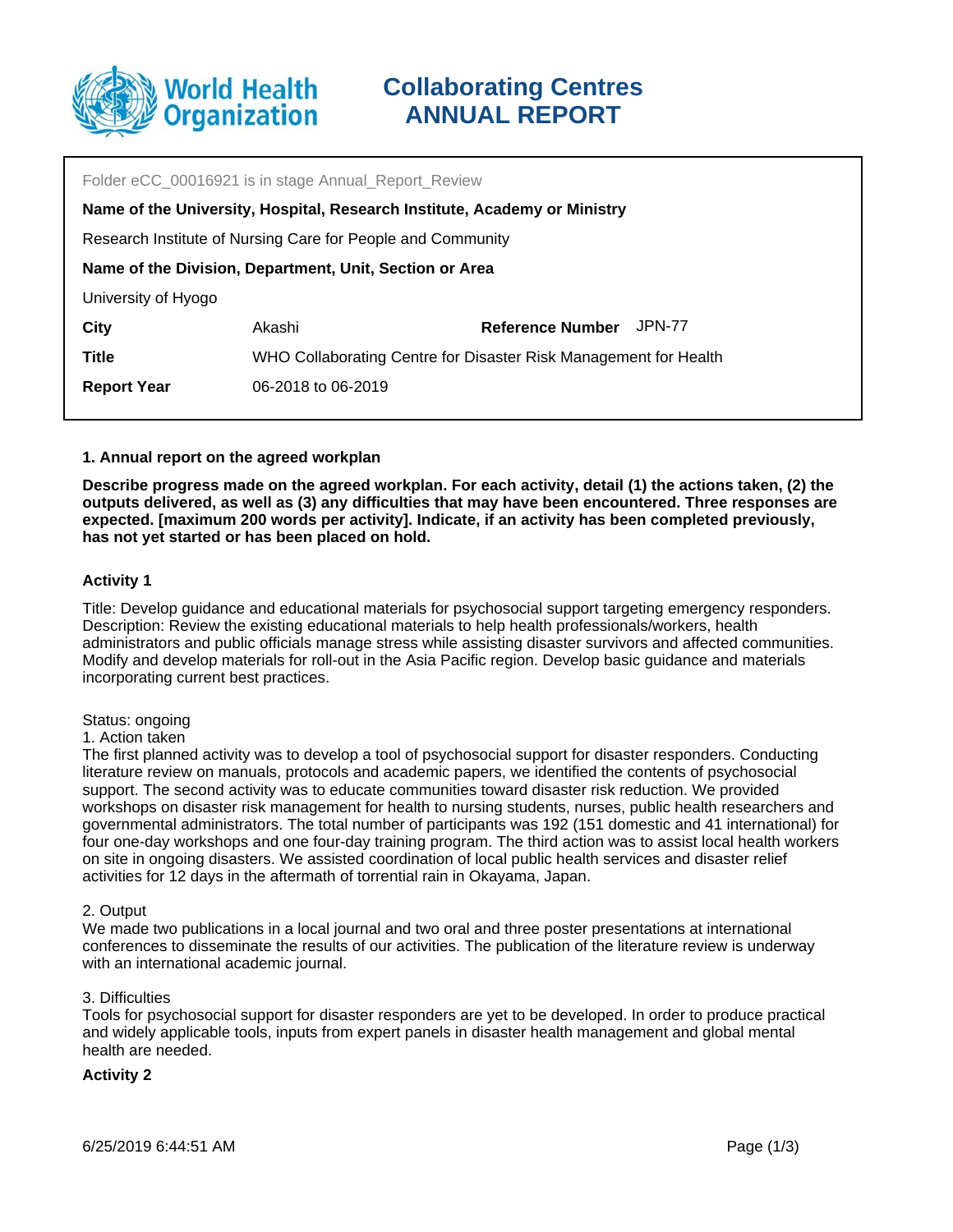# Collaborating Centres ANNUAL REPORT

Folder eCC_00016921 is in stage Annual_Report_Review

**Name of the University, Hospital, Research Institute, Academy or Ministry**

Research Institute of Nursing Care for People and Community

**Name of the Division, Department, Unit, Section or Area**

University of Hyogo

| | | | |
|---|---|---|---|
| **City** | Akashi | **Reference Number** | JPN-77 |
| **Title** | WHO Collaborating Centre for Disaster Risk Management for Health | | |
| **Report Year** | 06-2018 to 06-2019 | | |

## 1. Annual report on the agreed workplan

**Describe progress made on the agreed workplan. For each activity, detail (1) the actions taken, (2) the outputs delivered, as well as (3) any difficulties that may have been encountered. Three responses are expected. [maximum 200 words per activity]. Indicate, if an activity has been completed previously, has not yet started or has been placed on hold.**

### Activity 1

Title: Develop guidance and educational materials for psychosocial support targeting emergency responders.
Description: Review the existing educational materials to help health professionals/workers, health administrators and public officials manage stress while assisting disaster survivors and affected communities. Modify and develop materials for roll-out in the Asia Pacific region. Develop basic guidance and materials incorporating current best practices.

Status: ongoing
1. Action taken
The first planned activity was to develop a tool of psychosocial support for disaster responders. Conducting literature review on manuals, protocols and academic papers, we identified the contents of psychosocial support. The second activity was to educate communities toward disaster risk reduction. We provided workshops on disaster risk management for health to nursing students, nurses, public health researchers and governmental administrators. The total number of participants was 192 (151 domestic and 41 international) for four one-day workshops and one four-day training program. The third action was to assist local health workers on site in ongoing disasters. We assisted coordination of local public health services and disaster relief activities for 12 days in the aftermath of torrential rain in Okayama, Japan.

2. Output
We made two publications in a local journal and two oral and three poster presentations at international conferences to disseminate the results of our activities. The publication of the literature review is underway with an international academic journal.

3. Difficulties
Tools for psychosocial support for disaster responders are yet to be developed. In order to produce practical and widely applicable tools, inputs from expert panels in disaster health management and global mental health are needed.

### Activity 2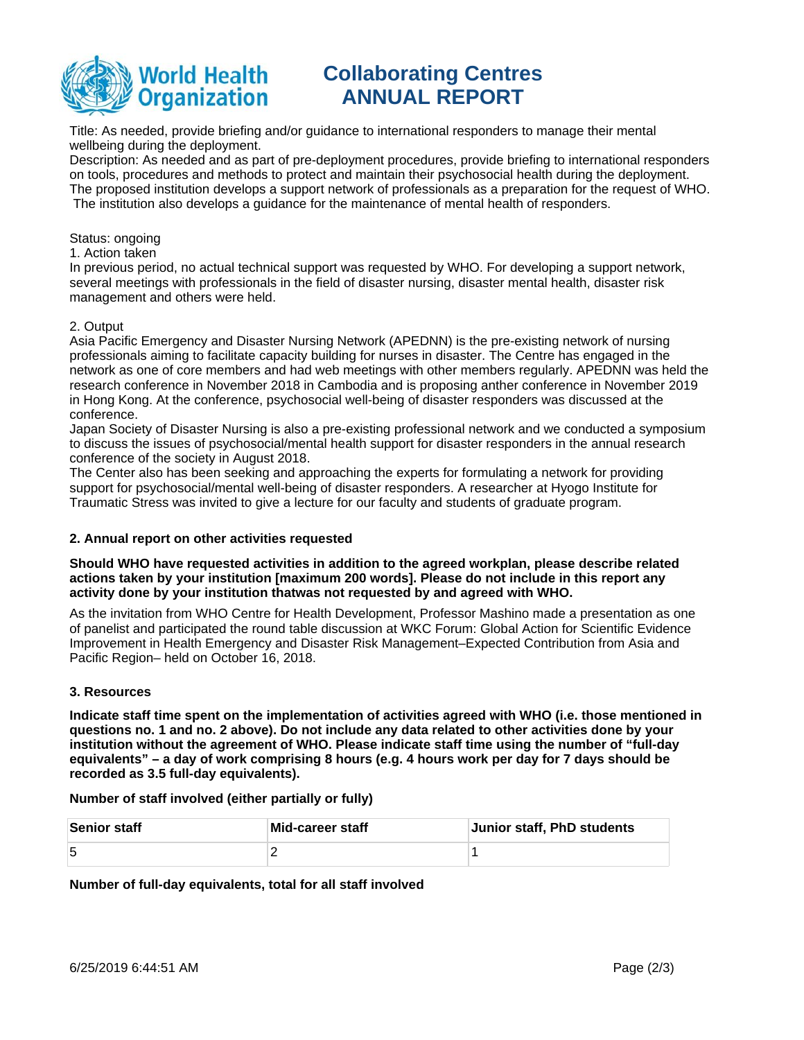# Collaborating Centres ANNUAL REPORT

Title: As needed, provide briefing and/or guidance to international responders to manage their mental wellbeing during the deployment.
Description: As needed and as part of pre-deployment procedures, provide briefing to international responders on tools, procedures and methods to protect and maintain their psychosocial health during the deployment. The proposed institution develops a support network of professionals as a preparation for the request of WHO. The institution also develops a guidance for the maintenance of mental health of responders.

Status: ongoing
1. Action taken
In previous period, no actual technical support was requested by WHO. For developing a support network, several meetings with professionals in the field of disaster nursing, disaster mental health, disaster risk management and others were held.

2. Output
Asia Pacific Emergency and Disaster Nursing Network (APEDNN) is the pre-existing network of nursing professionals aiming to facilitate capacity building for nurses in disaster. The Centre has engaged in the network as one of core members and had web meetings with other members regularly. APEDNN was held the research conference in November 2018 in Cambodia and is proposing anther conference in November 2019 in Hong Kong. At the conference, psychosocial well-being of disaster responders was discussed at the conference.
Japan Society of Disaster Nursing is also a pre-existing professional network and we conducted a symposium to discuss the issues of psychosocial/mental health support for disaster responders in the annual research conference of the society in August 2018.
The Center also has been seeking and approaching the experts for formulating a network for providing support for psychosocial/mental well-being of disaster responders. A researcher at Hyogo Institute for Traumatic Stress was invited to give a lecture for our faculty and students of graduate program.

### 2. Annual report on other activities requested

**Should WHO have requested activities in addition to the agreed workplan, please describe related actions taken by your institution [maximum 200 words]. Please do not include in this report any activity done by your institution thatwas not requested by and agreed with WHO.**

As the invitation from WHO Centre for Health Development, Professor Mashino made a presentation as one of panelist and participated the round table discussion at WKC Forum: Global Action for Scientific Evidence Improvement in Health Emergency and Disaster Risk Management–Expected Contribution from Asia and Pacific Region– held on October 16, 2018.

### 3. Resources

**Indicate staff time spent on the implementation of activities agreed with WHO (i.e. those mentioned in questions no. 1 and no. 2 above). Do not include any data related to other activities done by your institution without the agreement of WHO. Please indicate staff time using the number of "full-day equivalents" – a day of work comprising 8 hours (e.g. 4 hours work per day for 7 days should be recorded as 3.5 full-day equivalents).**

**Number of staff involved (either partially or fully)**

| Senior staff | Mid-career staff | Junior staff, PhD students |
|---|---|---|
| 5 | 2 | 1 |

**Number of full-day equivalents, total for all staff involved**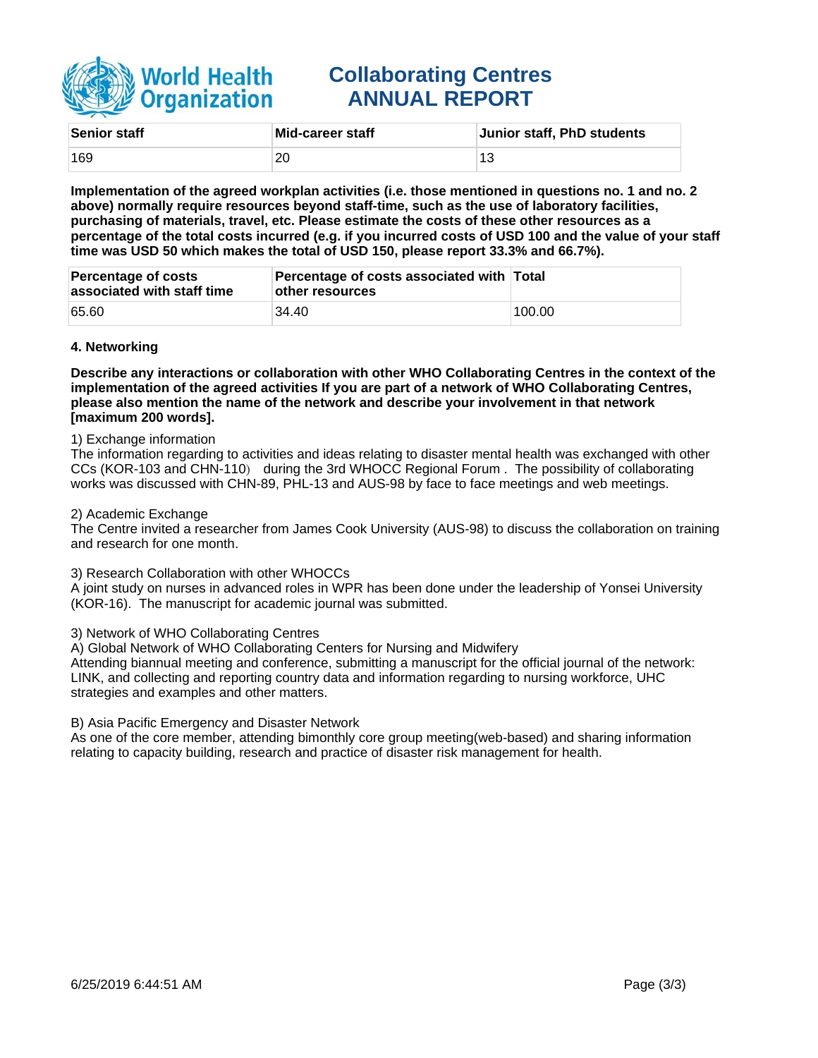| Senior staff | Mid-career staff | Junior staff, PhD students |
| --- | --- | --- |
| 169 | 20 | 13 |

**Implementation of the agreed workplan activities (i.e. those mentioned in questions no. 1 and no. 2 above) normally require resources beyond staff-time, such as the use of laboratory facilities, purchasing of materials, travel, etc. Please estimate the costs of these other resources as a percentage of the total costs incurred (e.g. if you incurred costs of USD 100 and the value of your staff time was USD 50 which makes the total of USD 150, please report 33.3% and 66.7%).**

| Percentage of costs associated with staff time | Percentage of costs associated with other resources | Total |
| --- | --- | --- |
| 65.60 | 34.40 | 100.00 |

**4. Networking**

**Describe any interactions or collaboration with other WHO Collaborating Centres in the context of the implementation of the agreed activities If you are part of a network of WHO Collaborating Centres, please also mention the name of the network and describe your involvement in that network [maximum 200 words].**

1) Exchange information
The information regarding to activities and ideas relating to disaster mental health was exchanged with other CCs (KOR-103 and CHN-110） during the 3rd WHOCC Regional Forum . The possibility of collaborating works was discussed with CHN-89, PHL-13 and AUS-98 by face to face meetings and web meetings.

2) Academic Exchange
The Centre invited a researcher from James Cook University (AUS-98) to discuss the collaboration on training and research for one month.

3) Research Collaboration with other WHOCCs
A joint study on nurses in advanced roles in WPR has been done under the leadership of Yonsei University (KOR-16). The manuscript for academic journal was submitted.

3) Network of WHO Collaborating Centres
A) Global Network of WHO Collaborating Centers for Nursing and Midwifery
Attending biannual meeting and conference, submitting a manuscript for the official journal of the network: LINK, and collecting and reporting country data and information regarding to nursing workforce, UHC strategies and examples and other matters.

B) Asia Pacific Emergency and Disaster Network
As one of the core member, attending bimonthly core group meeting(web-based) and sharing information relating to capacity building, research and practice of disaster risk management for health.